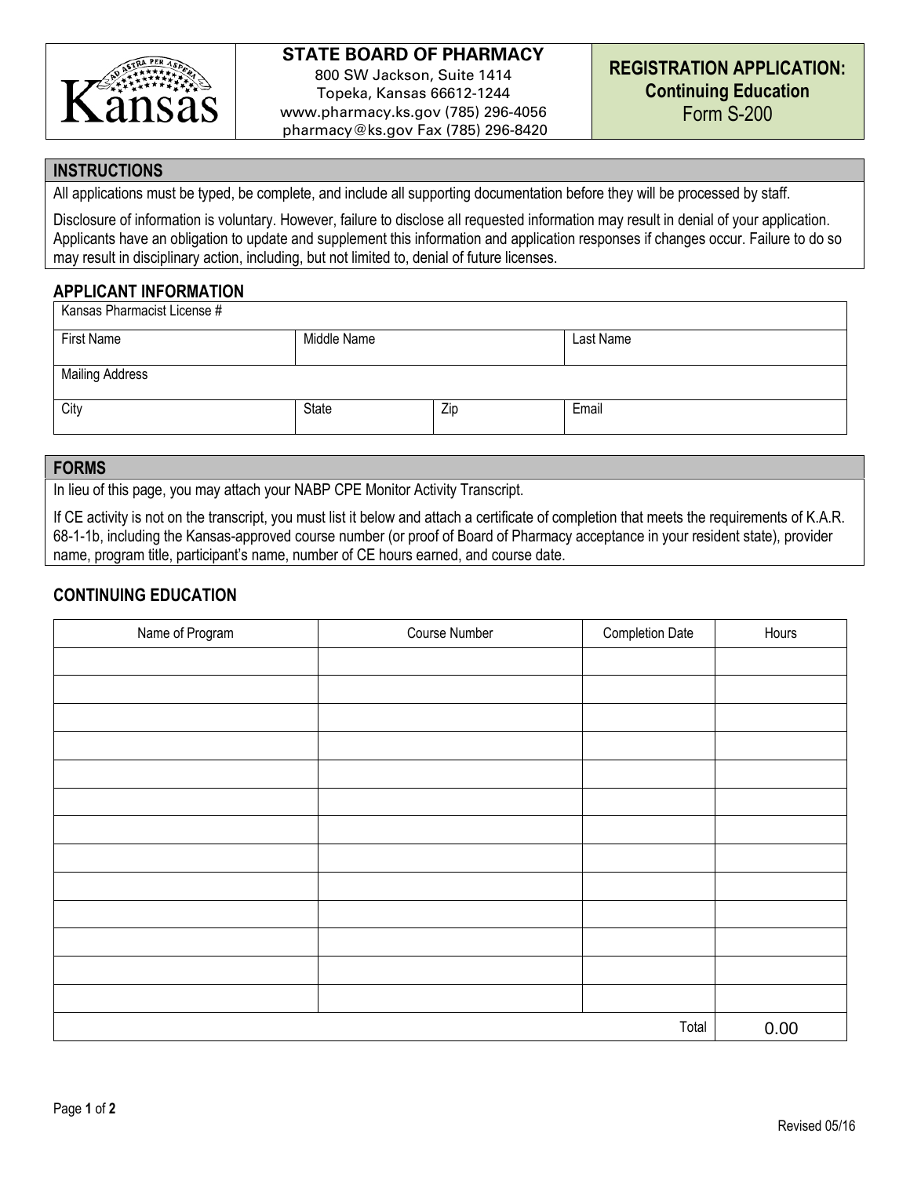**Kansas**

**STATE BOARD OF PHARMACY**
800 SW Jackson, Suite 1414
Topeka, Kansas 66612-1244
www.pharmacy.ks.gov (785) 296-4056
pharmacy@ks.gov Fax (785) 296-8420

# REGISTRATION APPLICATION: Continuing Education
Form S-200

## INSTRUCTIONS

All applications must be typed, be complete, and include all supporting documentation before they will be processed by staff.

Disclosure of information is voluntary. However, failure to disclose all requested information may result in denial of your application. Applicants have an obligation to update and supplement this information and application responses if changes occur. Failure to do so may result in disciplinary action, including, but not limited to, denial of future licenses.

## APPLICANT INFORMATION

| Kansas Pharmacist License # | | | |
|---|---|---|---|
| First Name | Middle Name | | Last Name |
| Mailing Address | | | |
| City | State | Zip | Email |

## FORMS

In lieu of this page, you may attach your NABP CPE Monitor Activity Transcript.

If CE activity is not on the transcript, you must list it below and attach a certificate of completion that meets the requirements of K.A.R. 68-1-1b, including the Kansas-approved course number (or proof of Board of Pharmacy acceptance in your resident state), provider name, program title, participant's name, number of CE hours earned, and course date.

## CONTINUING EDUCATION

| Name of Program | Course Number | Completion Date | Hours |
|---|---|---|---|
| | | | |
| | | | |
| | | | |
| | | | |
| | | | |
| | | | |
| | | | |
| | | | |
| | | | |
| | | | |
| | | | |
| | | | |
| | | | |
| | | Total | 0.00 |

Revised 05/16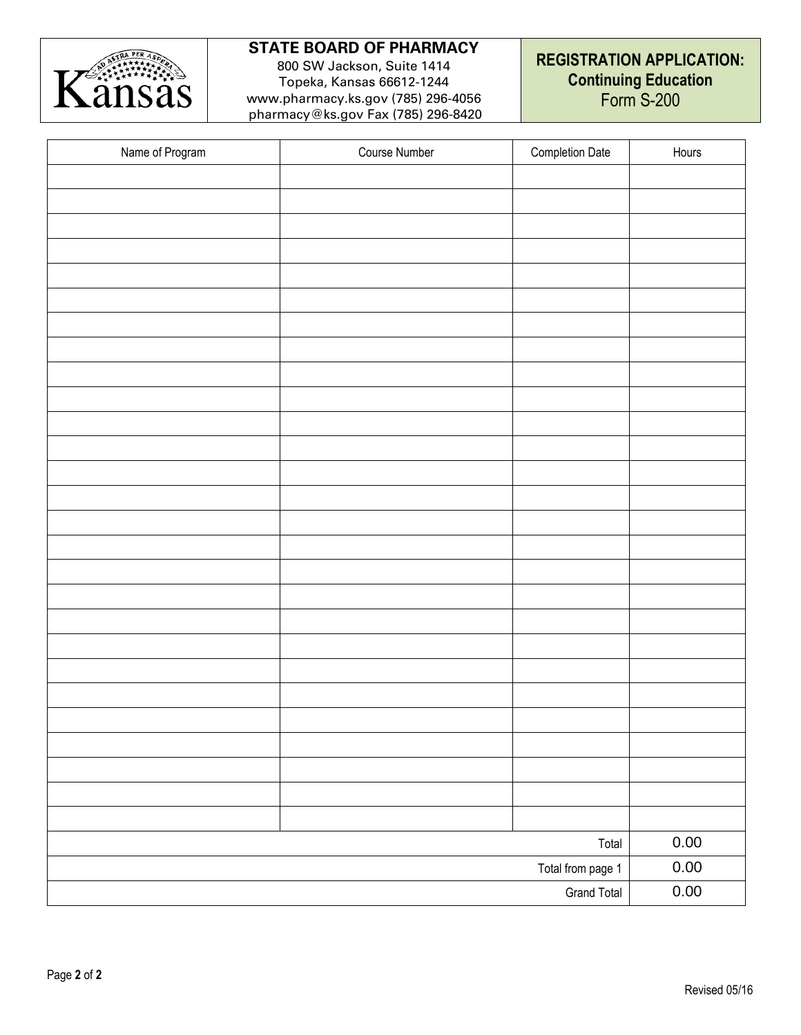**STATE BOARD OF PHARMACY**
800 SW Jackson, Suite 1414
Topeka, Kansas 66612-1244
www.pharmacy.ks.gov (785) 296-4056
pharmacy@ks.gov Fax (785) 296-8420

**REGISTRATION APPLICATION:**
**Continuing Education**
Form S-200

| Name of Program | Course Number | Completion Date | Hours |
|---|---|---|---|
| | | | |
| | | | |
| | | | |
| | | | |
| | | | |
| | | | |
| | | | |
| | | | |
| | | | |
| | | | |
| | | | |
| | | | |
| | | | |
| | | | |
| | | | |
| | | | |
| | | | |
| | | | |
| | | | |
| | | | |
| | | | |
| | | | |
| | | | |
| | | | |
| | | | |
| | | | |
| | | | |
| | | Total | 0.00 |
| | | Total from page 1 | 0.00 |
| | | Grand Total | 0.00 |

Revised 05/16